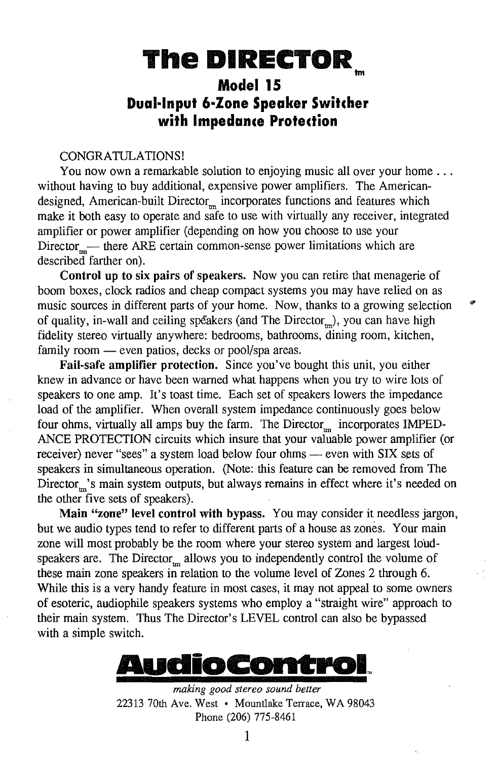# The DIRECTOR™

## Model 15

### Dual-Input 6-Zone Speaker Switcher with Impedance Protection

CONGRATULATIONS!

You now own a remarkable solution to enjoying music all over your home . . . without having to buy additional, expensive power amplifiers. The American-designed, American-built Director™ incorporates functions and features which make it both easy to operate and safe to use with virtually any receiver, integrated amplifier or power amplifier (depending on how you choose to use your Director™— there ARE certain common-sense power limitations which are described farther on).

**Control up to six pairs of speakers.** Now you can retire that menagerie of boom boxes, clock radios and cheap compact systems you may have relied on as music sources in different parts of your home. Now, thanks to a growing selection of quality, in-wall and ceiling speakers (and The Director™), you can have high fidelity stereo virtually anywhere: bedrooms, bathrooms, dining room, kitchen, family room — even patios, decks or pool/spa areas.

**Fail-safe amplifier protection.** Since you've bought this unit, you either knew in advance or have been warned what happens when you try to wire lots of speakers to one amp. It's toast time. Each set of speakers lowers the impedance load of the amplifier. When overall system impedance continuously goes below four ohms, virtually all amps buy the farm. The Director™ incorporates IMPEDANCE PROTECTION circuits which insure that your valuable power amplifier (or receiver) never "sees" a system load below four ohms — even with SIX sets of speakers in simultaneous operation. (Note: this feature can be removed from The Director™'s main system outputs, but always remains in effect where it's needed on the other five sets of speakers).

**Main "zone" level control with bypass.** You may consider it needless jargon, but we audio types tend to refer to different parts of a house as zones. Your main zone will most probably be the room where your stereo system and largest loud-speakers are. The Director™ allows you to independently control the volume of these main zone speakers in relation to the volume level of Zones 2 through 6. While this is a very handy feature in most cases, it may not appeal to some owners of esoteric, audiophile speakers systems who employ a "straight wire" approach to their main system. Thus The Director's LEVEL control can also be bypassed with a simple switch.

**AudioControl™**

*making good stereo sound better*

22313 70th Ave. West • Mountlake Terrace, WA 98043

Phone (206) 775-8461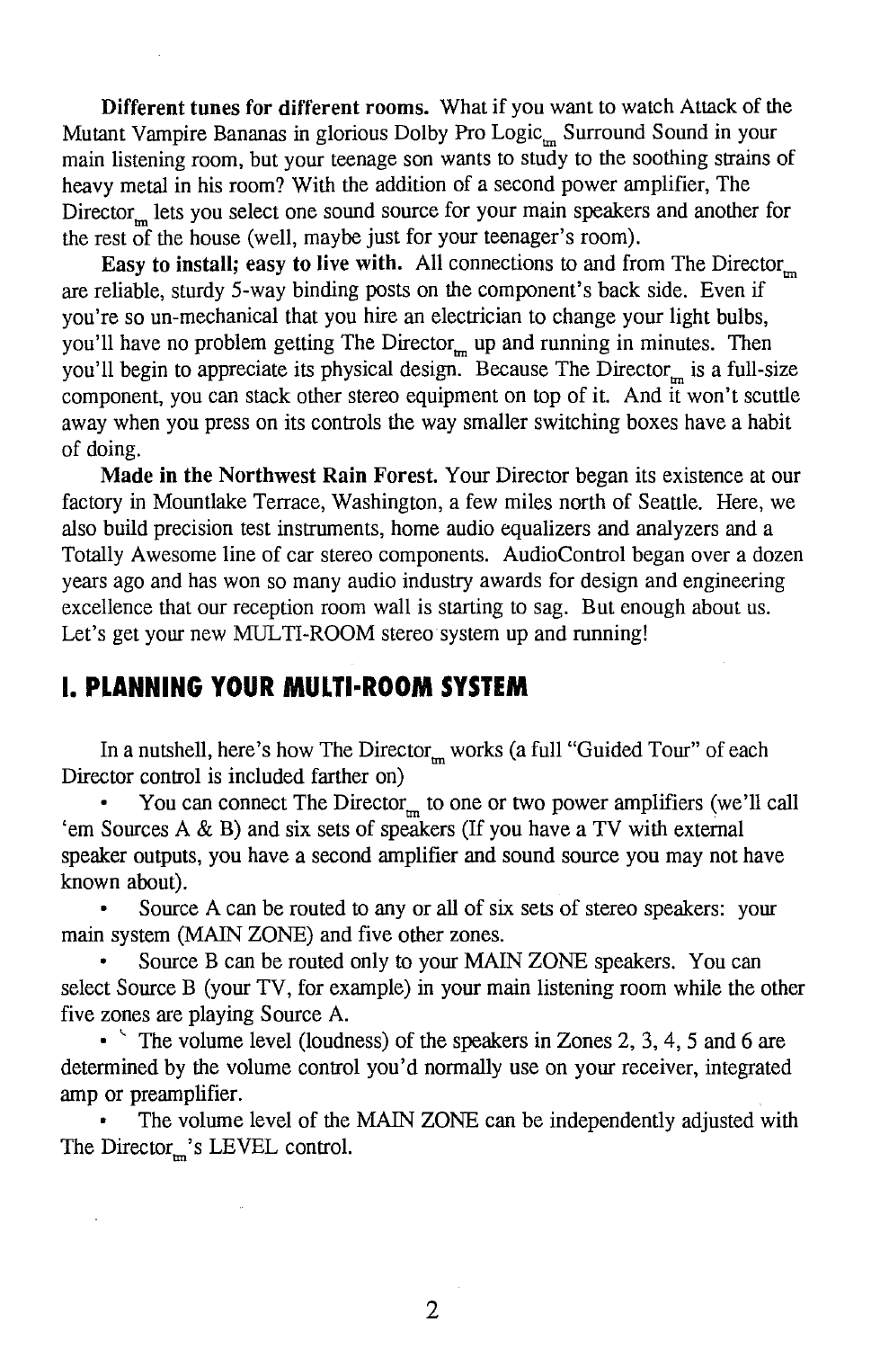**Different tunes for different rooms.** What if you want to watch Attack of the Mutant Vampire Bananas in glorious Dolby Pro Logic$_{tm}$ Surround Sound in your main listening room, but your teenage son wants to study to the soothing strains of heavy metal in his room? With the addition of a second power amplifier, The Director$_{tm}$ lets you select one sound source for your main speakers and another for the rest of the house (well, maybe just for your teenager's room).

**Easy to install; easy to live with.** All connections to and from The Director$_{tm}$ are reliable, sturdy 5-way binding posts on the component's back side. Even if you're so un-mechanical that you hire an electrician to change your light bulbs, you'll have no problem getting The Director$_{tm}$ up and running in minutes. Then you'll begin to appreciate its physical design. Because The Director$_{tm}$ is a full-size component, you can stack other stereo equipment on top of it. And it won't scuttle away when you press on its controls the way smaller switching boxes have a habit of doing.

**Made in the Northwest Rain Forest.** Your Director began its existence at our factory in Mountlake Terrace, Washington, a few miles north of Seattle. Here, we also build precision test instruments, home audio equalizers and analyzers and a Totally Awesome line of car stereo components. AudioControl began over a dozen years ago and has won so many audio industry awards for design and engineering excellence that our reception room wall is starting to sag. But enough about us. Let's get your new MULTI-ROOM stereo system up and running!

## I. PLANNING YOUR MULTI-ROOM SYSTEM

In a nutshell, here's how The Director$_{tm}$ works (a full "Guided Tour" of each Director control is included farther on)

- You can connect The Director$_{tm}$ to one or two power amplifiers (we'll call 'em Sources A & B) and six sets of speakers (If you have a TV with external speaker outputs, you have a second amplifier and sound source you may not have known about).
- Source A can be routed to any or all of six sets of stereo speakers: your main system (MAIN ZONE) and five other zones.
- Source B can be routed only to your MAIN ZONE speakers. You can select Source B (your TV, for example) in your main listening room while the other five zones are playing Source A.
- The volume level (loudness) of the speakers in Zones 2, 3, 4, 5 and 6 are determined by the volume control you'd normally use on your receiver, integrated amp or preamplifier.
- The volume level of the MAIN ZONE can be independently adjusted with The Director$_{tm}$'s LEVEL control.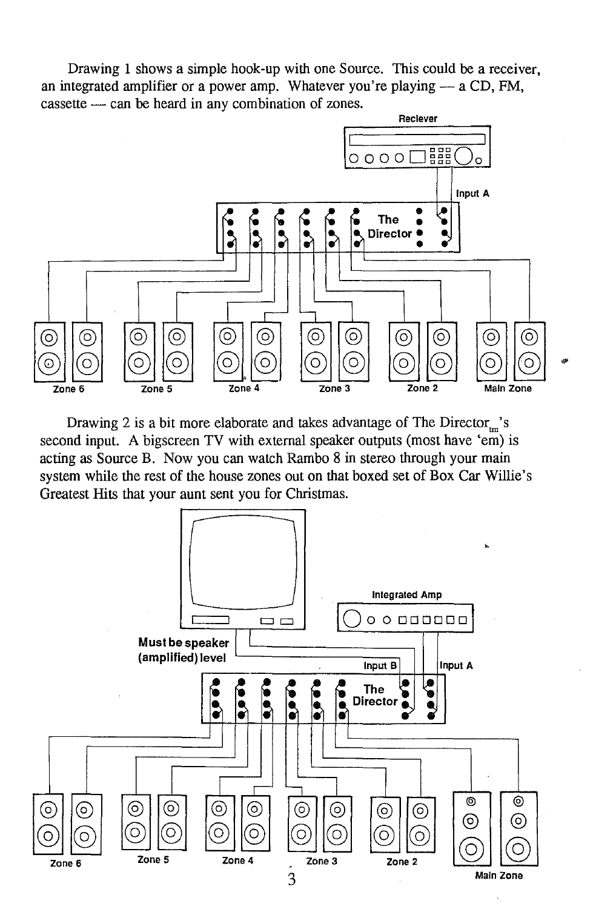Drawing 1 shows a simple hook-up with one Source. This could be a receiver, an integrated amplifier or a power amp. Whatever you're playing — a CD, FM, cassette — can be heard in any combination of zones.

Reciever

Input A

The Director

Zone 6 Zone 5 Zone 4 Zone 3 Zone 2 Main Zone

Drawing 2 is a bit more elaborate and takes advantage of The Director$_{tm}$'s second input. A bigscreen TV with external speaker outputs (most have 'em) is acting as Source B. Now you can watch Rambo 8 in stereo through your main system while the rest of the house zones out on that boxed set of Box Car Willie's Greatest Hits that your aunt sent you for Christmas.

Integrated Amp

Must be speaker (amplified) level

Input B Input A

The Director

Zone 6 Zone 5 Zone 4 Zone 3 Zone 2 Main Zone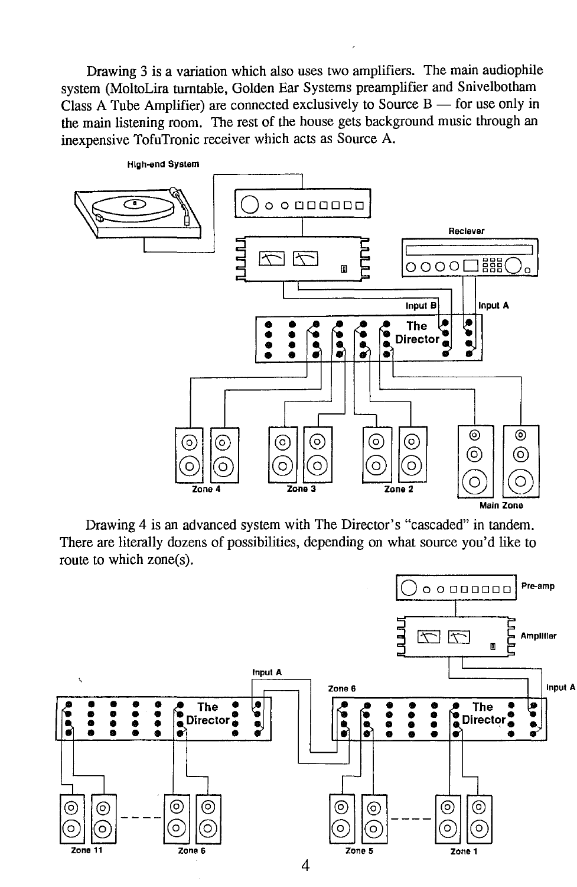Drawing 3 is a variation which also uses two amplifiers. The main audiophile system (MoltoLira turntable, Golden Ear Systems preamplifier and Snivelbotham Class A Tube Amplifier) are connected exclusively to Source B — for use only in the main listening room. The rest of the house gets background music through an inexpensive TofuTronic receiver which acts as Source A.

High-end System

Reciever

Input B

Input A

The Director

Zone 4

Zone 3

Zone 2

Main Zone

Drawing 4 is an advanced system with The Director's "cascaded" in tandem. There are literally dozens of possibilities, depending on what source you'd like to route to which zone(s).

Pre-amp

Amplifier

Input A

Zone 6

Input A

The Director

The Director

Zone 11

Zone 6

Zone 5

Zone 1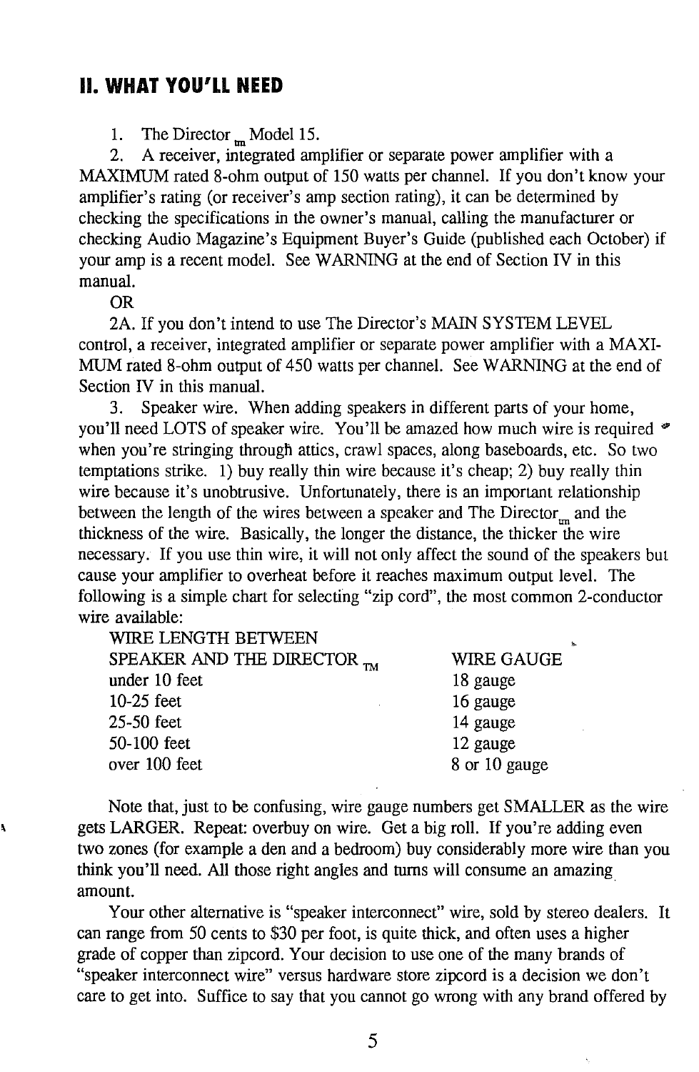## II. WHAT YOU'LL NEED

1. The Director™ Model 15.

2. A receiver, integrated amplifier or separate power amplifier with a MAXIMUM rated 8-ohm output of 150 watts per channel. If you don't know your amplifier's rating (or receiver's amp section rating), it can be determined by checking the specifications in the owner's manual, calling the manufacturer or checking Audio Magazine's Equipment Buyer's Guide (published each October) if your amp is a recent model. See WARNING at the end of Section IV in this manual.

OR

2A. If you don't intend to use The Director's MAIN SYSTEM LEVEL control, a receiver, integrated amplifier or separate power amplifier with a MAXIMUM rated 8-ohm output of 450 watts per channel. See WARNING at the end of Section IV in this manual.

3. Speaker wire. When adding speakers in different parts of your home, you'll need LOTS of speaker wire. You'll be amazed how much wire is required when you're stringing through attics, crawl spaces, along baseboards, etc. So two temptations strike. 1) buy really thin wire because it's cheap; 2) buy really thin wire because it's unobtrusive. Unfortunately, there is an important relationship between the length of the wires between a speaker and The Director™ and the thickness of the wire. Basically, the longer the distance, the thicker the wire necessary. If you use thin wire, it will not only affect the sound of the speakers but cause your amplifier to overheat before it reaches maximum output level. The following is a simple chart for selecting "zip cord", the most common 2-conductor wire available:

| WIRE LENGTH BETWEEN SPEAKER AND THE DIRECTOR™ | WIRE GAUGE |
|---|---|
| under 10 feet | 18 gauge |
| 10-25 feet | 16 gauge |
| 25-50 feet | 14 gauge |
| 50-100 feet | 12 gauge |
| over 100 feet | 8 or 10 gauge |

Note that, just to be confusing, wire gauge numbers get SMALLER as the wire gets LARGER. Repeat: overbuy on wire. Get a big roll. If you're adding even two zones (for example a den and a bedroom) buy considerably more wire than you think you'll need. All those right angles and turns will consume an amazing amount.

Your other alternative is "speaker interconnect" wire, sold by stereo dealers. It can range from 50 cents to $30 per foot, is quite thick, and often uses a higher grade of copper than zipcord. Your decision to use one of the many brands of "speaker interconnect wire" versus hardware store zipcord is a decision we don't care to get into. Suffice to say that you cannot go wrong with any brand offered by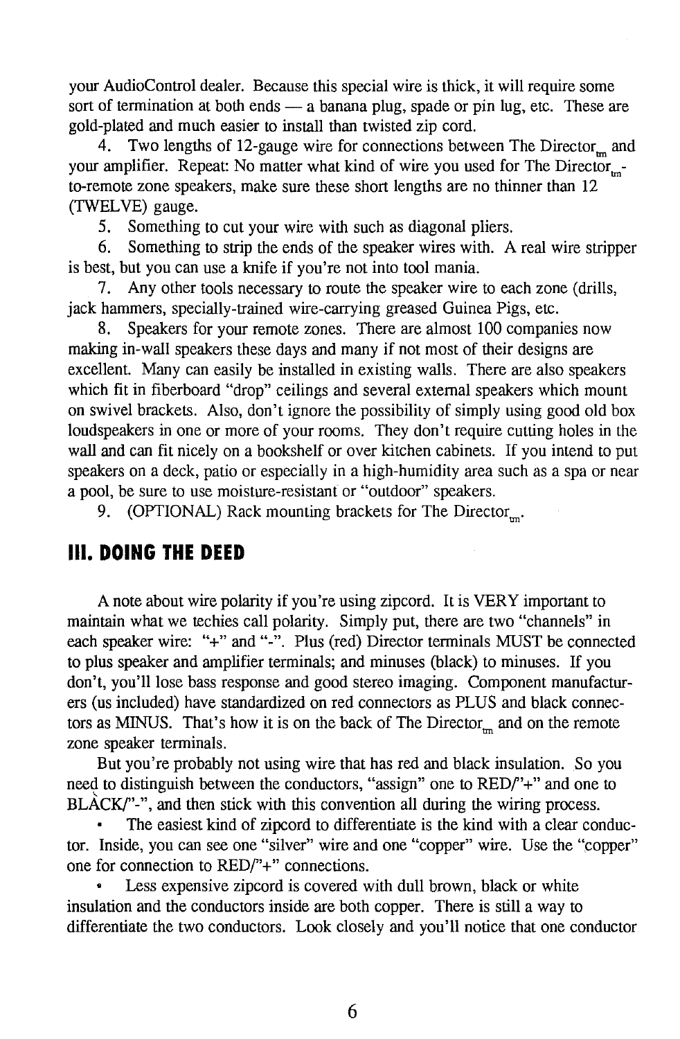your AudioControl dealer. Because this special wire is thick, it will require some sort of termination at both ends — a banana plug, spade or pin lug, etc. These are gold-plated and much easier to install than twisted zip cord.

4. Two lengths of 12-gauge wire for connections between The Director$_{tm}$ and your amplifier. Repeat: No matter what kind of wire you used for The Director$_{tm}$-to-remote zone speakers, make sure these short lengths are no thinner than 12 (TWELVE) gauge.

5. Something to cut your wire with such as diagonal pliers.

6. Something to strip the ends of the speaker wires with. A real wire stripper is best, but you can use a knife if you're not into tool mania.

7. Any other tools necessary to route the speaker wire to each zone (drills, jack hammers, specially-trained wire-carrying greased Guinea Pigs, etc.

8. Speakers for your remote zones. There are almost 100 companies now making in-wall speakers these days and many if not most of their designs are excellent. Many can easily be installed in existing walls. There are also speakers which fit in fiberboard "drop" ceilings and several external speakers which mount on swivel brackets. Also, don't ignore the possibility of simply using good old box loudspeakers in one or more of your rooms. They don't require cutting holes in the wall and can fit nicely on a bookshelf or over kitchen cabinets. If you intend to put speakers on a deck, patio or especially in a high-humidity area such as a spa or near a pool, be sure to use moisture-resistant or "outdoor" speakers.

9. (OPTIONAL) Rack mounting brackets for The Director$_{tm}$.

## III. DOING THE DEED

A note about wire polarity if you're using zipcord. It is VERY important to maintain what we techies call polarity. Simply put, there are two "channels" in each speaker wire: "+" and "-". Plus (red) Director terminals MUST be connected to plus speaker and amplifier terminals; and minuses (black) to minuses. If you don't, you'll lose bass response and good stereo imaging. Component manufacturers (us included) have standardized on red connectors as PLUS and black connectors as MINUS. That's how it is on the back of The Director$_{tm}$ and on the remote zone speaker terminals.

But you're probably not using wire that has red and black insulation. So you need to distinguish between the conductors, "assign" one to RED/"+" and one to BLACK/"-", and then stick with this convention all during the wiring process.

- The easiest kind of zipcord to differentiate is the kind with a clear conductor. Inside, you can see one "silver" wire and one "copper" wire. Use the "copper" one for connection to RED/"+" connections.
- Less expensive zipcord is covered with dull brown, black or white insulation and the conductors inside are both copper. There is still a way to differentiate the two conductors. Look closely and you'll notice that one conductor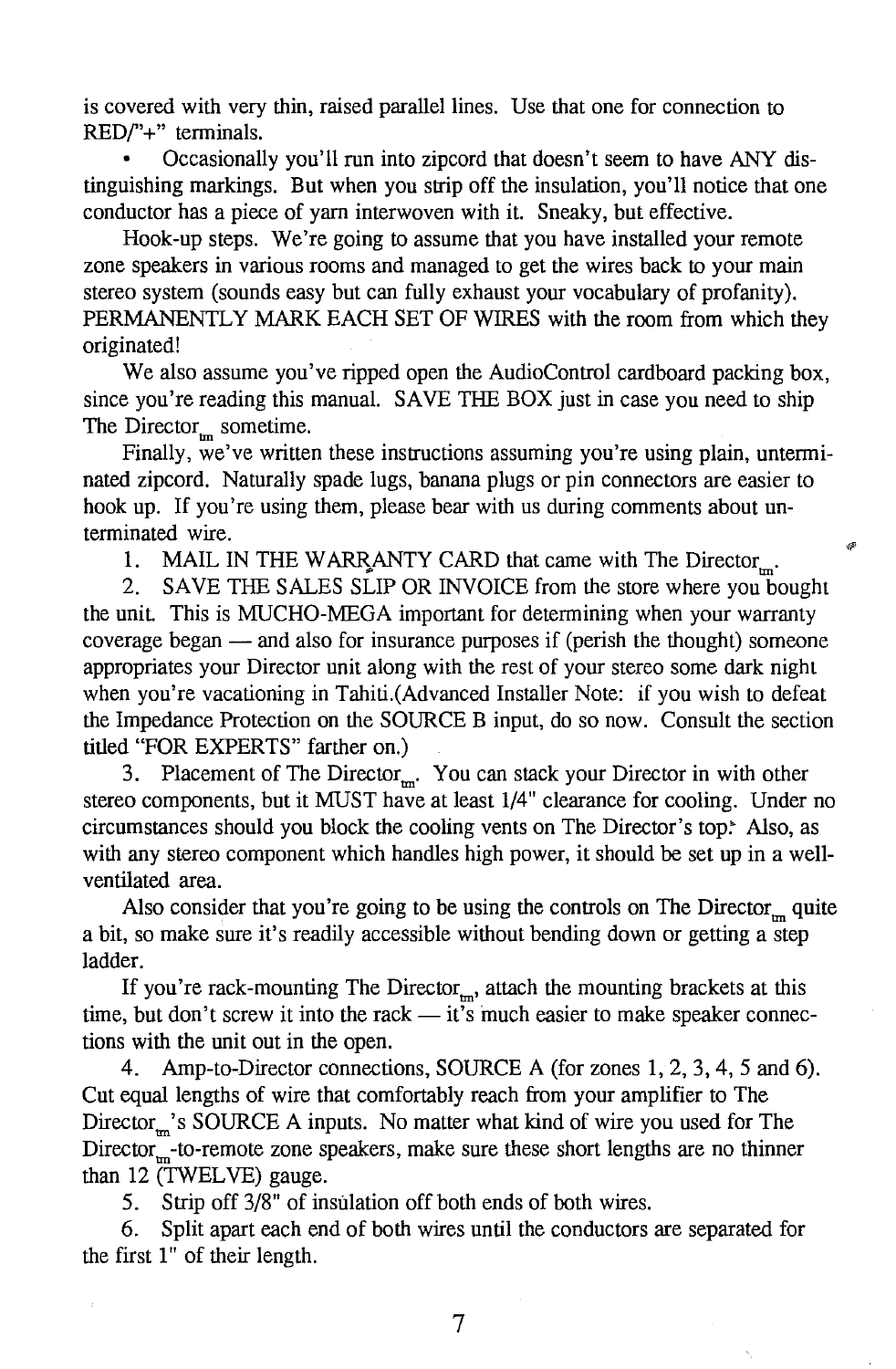is covered with very thin, raised parallel lines. Use that one for connection to RED/"+" terminals.

- Occasionally you'll run into zipcord that doesn't seem to have ANY distinguishing markings. But when you strip off the insulation, you'll notice that one conductor has a piece of yarn interwoven with it. Sneaky, but effective.

Hook-up steps. We're going to assume that you have installed your remote zone speakers in various rooms and managed to get the wires back to your main stereo system (sounds easy but can fully exhaust your vocabulary of profanity). PERMANENTLY MARK EACH SET OF WIRES with the room from which they originated!

We also assume you've ripped open the AudioControl cardboard packing box, since you're reading this manual. SAVE THE BOX just in case you need to ship The Director$_{tm}$ sometime.

Finally, we've written these instructions assuming you're using plain, unterminated zipcord. Naturally spade lugs, banana plugs or pin connectors are easier to hook up. If you're using them, please bear with us during comments about unterminated wire.

1. MAIL IN THE WARRANTY CARD that came with The Director$_{tm}$.

2. SAVE THE SALES SLIP OR INVOICE from the store where you bought the unit. This is MUCHO-MEGA important for determining when your warranty coverage began — and also for insurance purposes if (perish the thought) someone appropriates your Director unit along with the rest of your stereo some dark night when you're vacationing in Tahiti.(Advanced Installer Note: if you wish to defeat the Impedance Protection on the SOURCE B input, do so now. Consult the section titled "FOR EXPERTS" farther on.)

3. Placement of The Director$_{tm}$. You can stack your Director in with other stereo components, but it MUST have at least 1/4" clearance for cooling. Under no circumstances should you block the cooling vents on The Director's top. Also, as with any stereo component which handles high power, it should be set up in a well-ventilated area.

Also consider that you're going to be using the controls on The Director$_{tm}$ quite a bit, so make sure it's readily accessible without bending down or getting a step ladder.

If you're rack-mounting The Director$_{tm}$, attach the mounting brackets at this time, but don't screw it into the rack — it's much easier to make speaker connections with the unit out in the open.

4. Amp-to-Director connections, SOURCE A (for zones 1, 2, 3, 4, 5 and 6). Cut equal lengths of wire that comfortably reach from your amplifier to The Director$_{tm}$'s SOURCE A inputs. No matter what kind of wire you used for The Director$_{tm}$-to-remote zone speakers, make sure these short lengths are no thinner than 12 (TWELVE) gauge.

5. Strip off 3/8" of insulation off both ends of both wires.

6. Split apart each end of both wires until the conductors are separated for the first 1" of their length.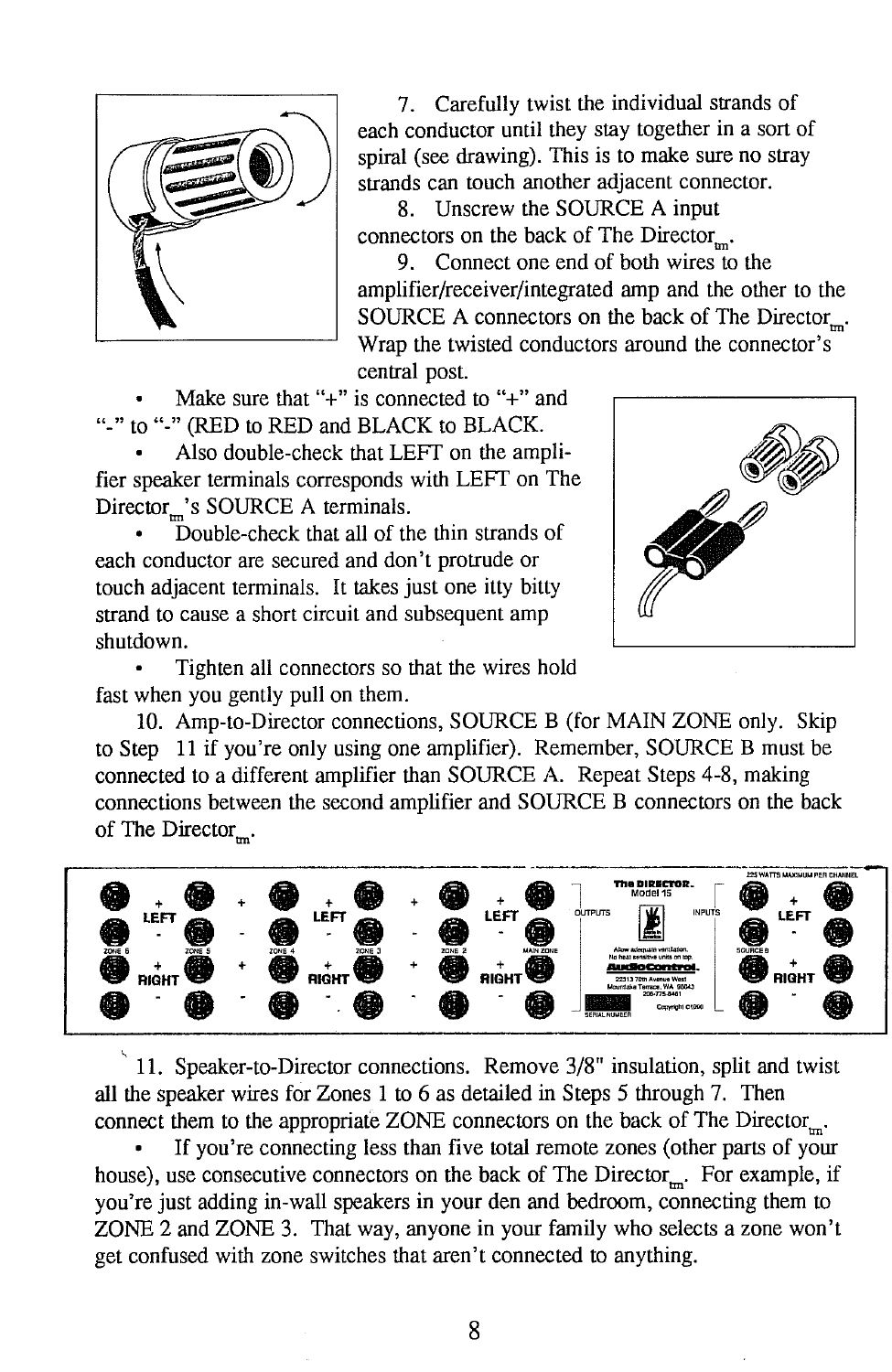7. Carefully twist the individual strands of each conductor until they stay together in a sort of spiral (see drawing). This is to make sure no stray strands can touch another adjacent connector.

8. Unscrew the SOURCE A input connectors on the back of The Director$_{tm}$.

9. Connect one end of both wires to the amplifier/receiver/integrated amp and the other to the SOURCE A connectors on the back of The Director$_{tm}$. Wrap the twisted conductors around the connector's central post.

- Make sure that "+" is connected to "+" and "-" to "-" (RED to RED and BLACK to BLACK.
- Also double-check that LEFT on the amplifier speaker terminals corresponds with LEFT on The Director$_{tm}$'s SOURCE A terminals.
- Double-check that all of the thin strands of each conductor are secured and don't protrude or touch adjacent terminals. It takes just one itty bitty strand to cause a short circuit and subsequent amp shutdown.
- Tighten all connectors so that the wires hold fast when you gently pull on them.

10. Amp-to-Director connections, SOURCE B (for MAIN ZONE only. Skip to Step 11 if you're only using one amplifier). Remember, SOURCE B must be connected to a different amplifier than SOURCE A. Repeat Steps 4-8, making connections between the second amplifier and SOURCE B connectors on the back of The Director$_{tm}$.

11. Speaker-to-Director connections. Remove 3/8" insulation, split and twist all the speaker wires for Zones 1 to 6 as detailed in Steps 5 through 7. Then connect them to the appropriate ZONE connectors on the back of The Director$_{tm}$.

- If you're connecting less than five total remote zones (other parts of your house), use consecutive connectors on the back of The Director$_{tm}$. For example, if you're just adding in-wall speakers in your den and bedroom, connecting them to ZONE 2 and ZONE 3. That way, anyone in your family who selects a zone won't get confused with zone switches that aren't connected to anything.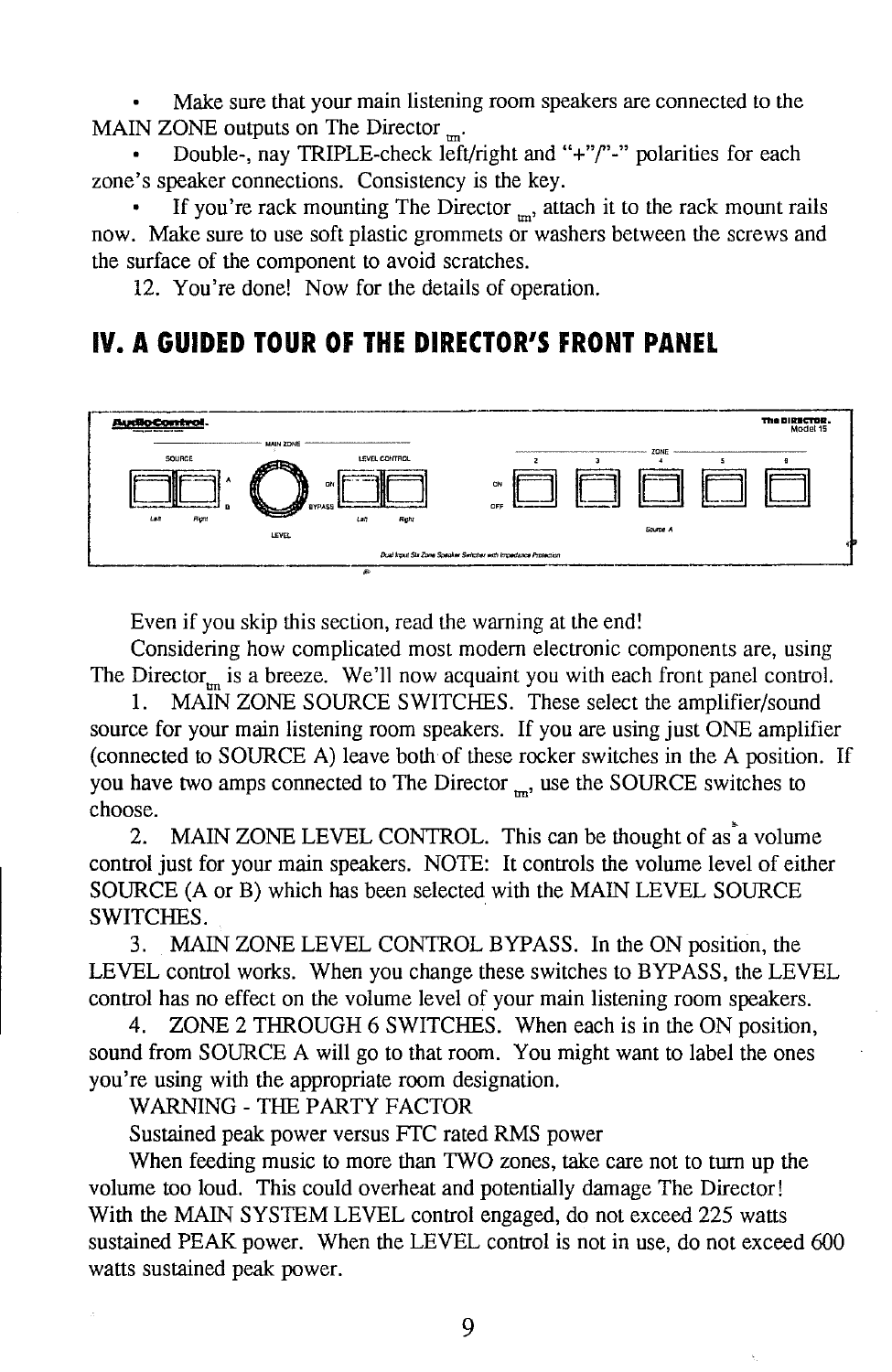- Make sure that your main listening room speakers are connected to the MAIN ZONE outputs on The Director $_{tm}$.
- Double-, nay TRIPLE-check left/right and "+"/"-" polarities for each zone's speaker connections. Consistency is the key.
- If you're rack mounting The Director $_{tm}$, attach it to the rack mount rails now. Make sure to use soft plastic grommets or washers between the screws and the surface of the component to avoid scratches.

12. You're done! Now for the details of operation.

## IV. A GUIDED TOUR OF THE DIRECTOR'S FRONT PANEL

Even if you skip this section, read the warning at the end!

Considering how complicated most modern electronic components are, using The Director$_{tm}$ is a breeze. We'll now acquaint you with each front panel control.

1. MAIN ZONE SOURCE SWITCHES. These select the amplifier/sound source for your main listening room speakers. If you are using just ONE amplifier (connected to SOURCE A) leave both of these rocker switches in the A position. If you have two amps connected to The Director $_{tm}$, use the SOURCE switches to choose.
2. MAIN ZONE LEVEL CONTROL. This can be thought of as a volume control just for your main speakers. NOTE: It controls the volume level of either SOURCE (A or B) which has been selected with the MAIN LEVEL SOURCE SWITCHES.
3. MAIN ZONE LEVEL CONTROL BYPASS. In the ON position, the LEVEL control works. When you change these switches to BYPASS, the LEVEL control has no effect on the volume level of your main listening room speakers.
4. ZONE 2 THROUGH 6 SWITCHES. When each is in the ON position, sound from SOURCE A will go to that room. You might want to label the ones you're using with the appropriate room designation.

WARNING - THE PARTY FACTOR

Sustained peak power versus FTC rated RMS power

When feeding music to more than TWO zones, take care not to turn up the volume too loud. This could overheat and potentially damage The Director! With the MAIN SYSTEM LEVEL control engaged, do not exceed 225 watts sustained PEAK power. When the LEVEL control is not in use, do not exceed 600 watts sustained peak power.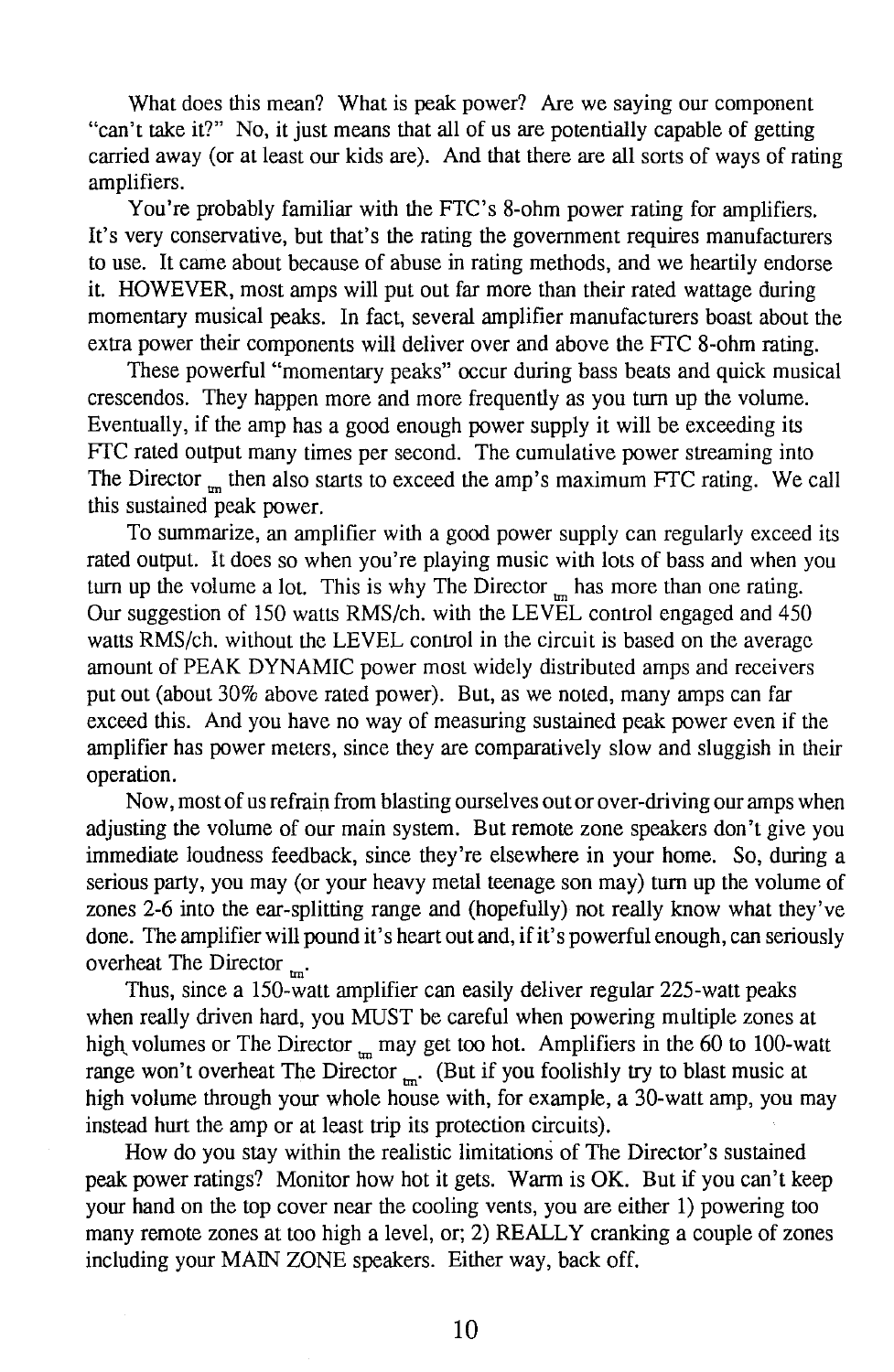What does this mean? What is peak power? Are we saying our component "can't take it?" No, it just means that all of us are potentially capable of getting carried away (or at least our kids are). And that there are all sorts of ways of rating amplifiers.

You're probably familiar with the FTC's 8-ohm power rating for amplifiers. It's very conservative, but that's the rating the government requires manufacturers to use. It came about because of abuse in rating methods, and we heartily endorse it. HOWEVER, most amps will put out far more than their rated wattage during momentary musical peaks. In fact, several amplifier manufacturers boast about the extra power their components will deliver over and above the FTC 8-ohm rating.

These powerful "momentary peaks" occur during bass beats and quick musical crescendos. They happen more and more frequently as you turn up the volume. Eventually, if the amp has a good enough power supply it will be exceeding its FTC rated output many times per second. The cumulative power streaming into The Director tm then also starts to exceed the amp's maximum FTC rating. We call this sustained peak power.

To summarize, an amplifier with a good power supply can regularly exceed its rated output. It does so when you're playing music with lots of bass and when you turn up the volume a lot. This is why The Director tm has more than one rating. Our suggestion of 150 watts RMS/ch. with the LEVEL control engaged and 450 watts RMS/ch. without the LEVEL control in the circuit is based on the average amount of PEAK DYNAMIC power most widely distributed amps and receivers put out (about 30% above rated power). But, as we noted, many amps can far exceed this. And you have no way of measuring sustained peak power even if the amplifier has power meters, since they are comparatively slow and sluggish in their operation.

Now, most of us refrain from blasting ourselves out or over-driving our amps when adjusting the volume of our main system. But remote zone speakers don't give you immediate loudness feedback, since they're elsewhere in your home. So, during a serious party, you may (or your heavy metal teenage son may) turn up the volume of zones 2-6 into the ear-splitting range and (hopefully) not really know what they've done. The amplifier will pound it's heart out and, if it's powerful enough, can seriously overheat The Director tm.

Thus, since a 150-watt amplifier can easily deliver regular 225-watt peaks when really driven hard, you MUST be careful when powering multiple zones at high volumes or The Director tm may get too hot. Amplifiers in the 60 to 100-watt range won't overheat The Director tm. (But if you foolishly try to blast music at high volume through your whole house with, for example, a 30-watt amp, you may instead hurt the amp or at least trip its protection circuits).

How do you stay within the realistic limitations of The Director's sustained peak power ratings? Monitor how hot it gets. Warm is OK. But if you can't keep your hand on the top cover near the cooling vents, you are either 1) powering too many remote zones at too high a level, or; 2) REALLY cranking a couple of zones including your MAIN ZONE speakers. Either way, back off.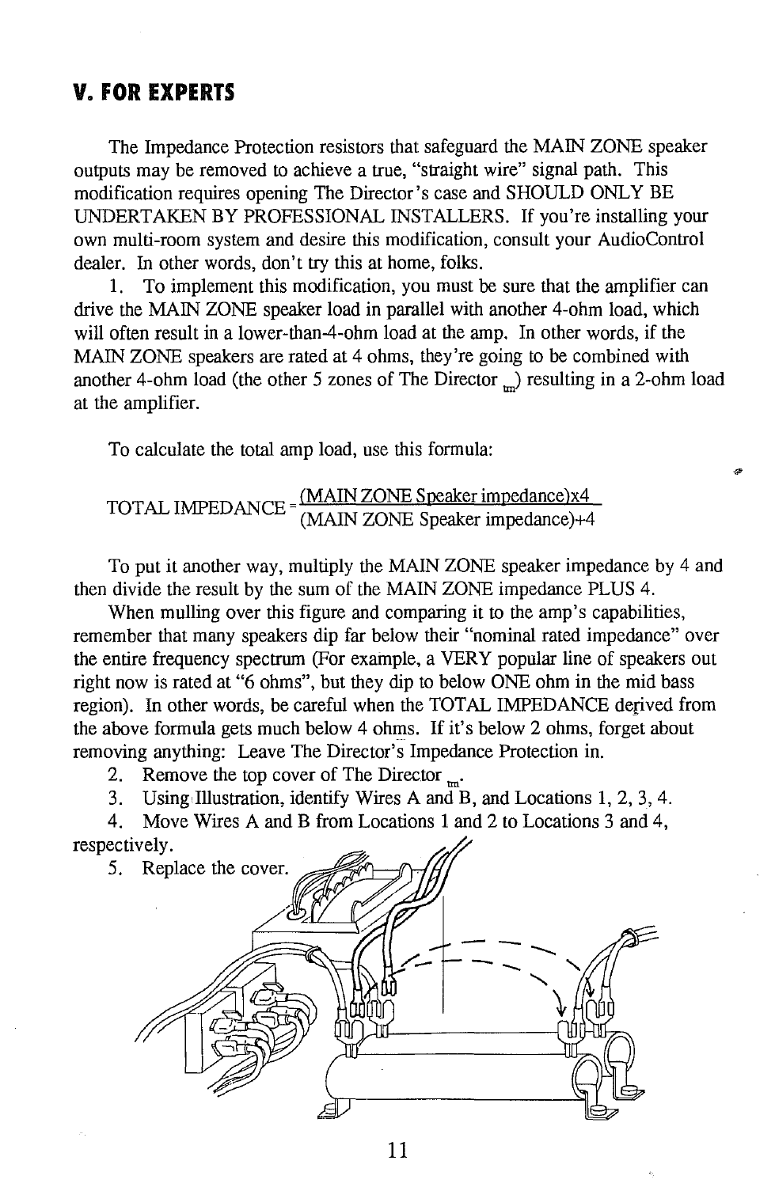## V. FOR EXPERTS

The Impedance Protection resistors that safeguard the MAIN ZONE speaker outputs may be removed to achieve a true, "straight wire" signal path. This modification requires opening The Director's case and SHOULD ONLY BE UNDERTAKEN BY PROFESSIONAL INSTALLERS. If you're installing your own multi-room system and desire this modification, consult your AudioControl dealer. In other words, don't try this at home, folks.

1. To implement this modification, you must be sure that the amplifier can drive the MAIN ZONE speaker load in parallel with another 4-ohm load, which will often result in a lower-than-4-ohm load at the amp. In other words, if the MAIN ZONE speakers are rated at 4 ohms, they're going to be combined with another 4-ohm load (the other 5 zones of The Director ™) resulting in a 2-ohm load at the amplifier.

To calculate the total amp load, use this formula:

$$\text{TOTAL IMPEDANCE} = \frac{(\text{MAIN ZONE Speaker impedance})\times 4}{(\text{MAIN ZONE Speaker impedance})+4}$$

To put it another way, multiply the MAIN ZONE speaker impedance by 4 and then divide the result by the sum of the MAIN ZONE impedance PLUS 4.

When mulling over this figure and comparing it to the amp's capabilities, remember that many speakers dip far below their "nominal rated impedance" over the entire frequency spectrum (For example, a VERY popular line of speakers out right now is rated at "6 ohms", but they dip to below ONE ohm in the mid bass region). In other words, be careful when the TOTAL IMPEDANCE derived from the above formula gets much below 4 ohms. If it's below 2 ohms, forget about removing anything: Leave The Director's Impedance Protection in.

2. Remove the top cover of The Director ™.
3. Using Illustration, identify Wires A and B, and Locations 1, 2, 3, 4.
4. Move Wires A and B from Locations 1 and 2 to Locations 3 and 4, respectively.
5. Replace the cover.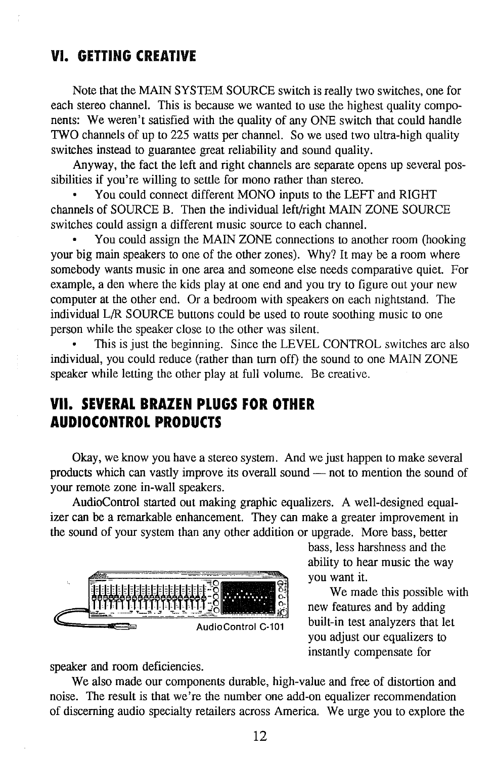## VI. GETTING CREATIVE

Note that the MAIN SYSTEM SOURCE switch is really two switches, one for each stereo channel. This is because we wanted to use the highest quality components: We weren't satisfied with the quality of any ONE switch that could handle TWO channels of up to 225 watts per channel. So we used two ultra-high quality switches instead to guarantee great reliability and sound quality.

Anyway, the fact the left and right channels are separate opens up several possibilities if you're willing to settle for mono rather than stereo.

- You could connect different MONO inputs to the LEFT and RIGHT channels of SOURCE B. Then the individual left/right MAIN ZONE SOURCE switches could assign a different music source to each channel.
- You could assign the MAIN ZONE connections to another room (hooking your big main speakers to one of the other zones). Why? It may be a room where somebody wants music in one area and someone else needs comparative quiet. For example, a den where the kids play at one end and you try to figure out your new computer at the other end. Or a bedroom with speakers on each nightstand. The individual L/R SOURCE buttons could be used to route soothing music to one person while the speaker close to the other was silent.
- This is just the beginning. Since the LEVEL CONTROL switches are also individual, you could reduce (rather than turn off) the sound to one MAIN ZONE speaker while letting the other play at full volume. Be creative.

## VII. SEVERAL BRAZEN PLUGS FOR OTHER AUDIOCONTROL PRODUCTS

Okay, we know you have a stereo system. And we just happen to make several products which can vastly improve its overall sound — not to mention the sound of your remote zone in-wall speakers.

AudioControl started out making graphic equalizers. A well-designed equalizer can be a remarkable enhancement. They can make a greater improvement in the sound of your system than any other addition or upgrade. More bass, better bass, less harshness and the ability to hear music the way you want it.

AudioControl C-101

We made this possible with new features and by adding built-in test analyzers that let you adjust our equalizers to instantly compensate for speaker and room deficiencies.

We also made our components durable, high-value and free of distortion and noise. The result is that we're the number one add-on equalizer recommendation of discerning audio specialty retailers across America. We urge you to explore the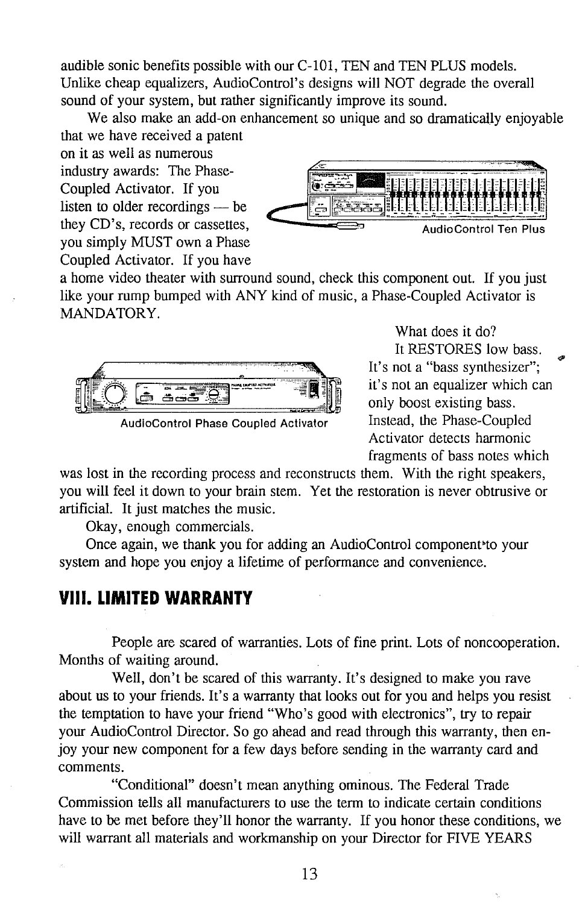audible sonic benefits possible with our C-101, TEN and TEN PLUS models. Unlike cheap equalizers, AudioControl's designs will NOT degrade the overall sound of your system, but rather significantly improve its sound.

We also make an add-on enhancement so unique and so dramatically enjoyable that we have received a patent on it as well as numerous industry awards: The Phase-Coupled Activator. If you listen to older recordings — be they CD's, records or cassettes, you simply MUST own a Phase Coupled Activator. If you have a home video theater with surround sound, check this component out. If you just like your rump bumped with ANY kind of music, a Phase-Coupled Activator is MANDATORY.

AudioControl Ten Plus

What does it do?

It RESTORES low bass. It's not a "bass synthesizer"; it's not an equalizer which can only boost existing bass. Instead, the Phase-Coupled Activator detects harmonic fragments of bass notes which was lost in the recording process and reconstructs them. With the right speakers, you will feel it down to your brain stem. Yet the restoration is never obtrusive or artificial. It just matches the music.

AudioControl Phase Coupled Activator

Okay, enough commercials.

Once again, we thank you for adding an AudioControl component to your system and hope you enjoy a lifetime of performance and convenience.

## VIII. LIMITED WARRANTY

People are scared of warranties. Lots of fine print. Lots of noncooperation. Months of waiting around.

Well, don't be scared of this warranty. It's designed to make you rave about us to your friends. It's a warranty that looks out for you and helps you resist the temptation to have your friend "Who's good with electronics", try to repair your AudioControl Director. So go ahead and read through this warranty, then enjoy your new component for a few days before sending in the warranty card and comments.

"Conditional" doesn't mean anything ominous. The Federal Trade Commission tells all manufacturers to use the term to indicate certain conditions have to be met before they'll honor the warranty. If you honor these conditions, we will warrant all materials and workmanship on your Director for FIVE YEARS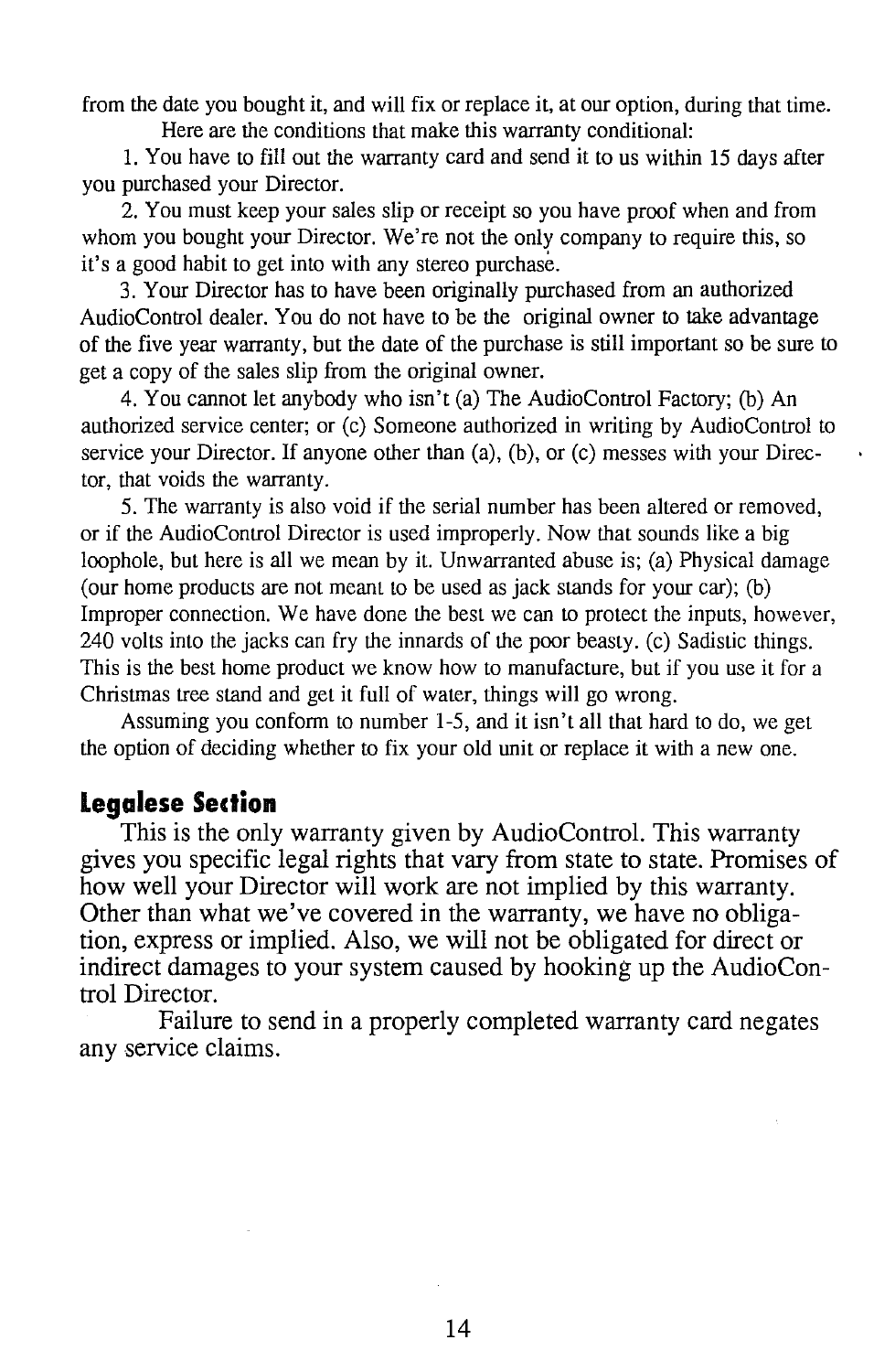from the date you bought it, and will fix or replace it, at our option, during that time.

Here are the conditions that make this warranty conditional:

1. You have to fill out the warranty card and send it to us within 15 days after you purchased your Director.

2. You must keep your sales slip or receipt so you have proof when and from whom you bought your Director. We're not the only company to require this, so it's a good habit to get into with any stereo purchase.

3. Your Director has to have been originally purchased from an authorized AudioControl dealer. You do not have to be the original owner to take advantage of the five year warranty, but the date of the purchase is still important so be sure to get a copy of the sales slip from the original owner.

4. You cannot let anybody who isn't (a) The AudioControl Factory; (b) An authorized service center; or (c) Someone authorized in writing by AudioControl to service your Director. If anyone other than (a), (b), or (c) messes with your Director, that voids the warranty.

5. The warranty is also void if the serial number has been altered or removed, or if the AudioControl Director is used improperly. Now that sounds like a big loophole, but here is all we mean by it. Unwarranted abuse is; (a) Physical damage (our home products are not meant to be used as jack stands for your car); (b) Improper connection. We have done the best we can to protect the inputs, however, 240 volts into the jacks can fry the innards of the poor beasty. (c) Sadistic things. This is the best home product we know how to manufacture, but if you use it for a Christmas tree stand and get it full of water, things will go wrong.

Assuming you conform to number 1-5, and it isn't all that hard to do, we get the option of deciding whether to fix your old unit or replace it with a new one.

## Legalese Section

This is the only warranty given by AudioControl. This warranty gives you specific legal rights that vary from state to state. Promises of how well your Director will work are not implied by this warranty. Other than what we've covered in the warranty, we have no obligation, express or implied. Also, we will not be obligated for direct or indirect damages to your system caused by hooking up the AudioControl Director.

Failure to send in a properly completed warranty card negates any service claims.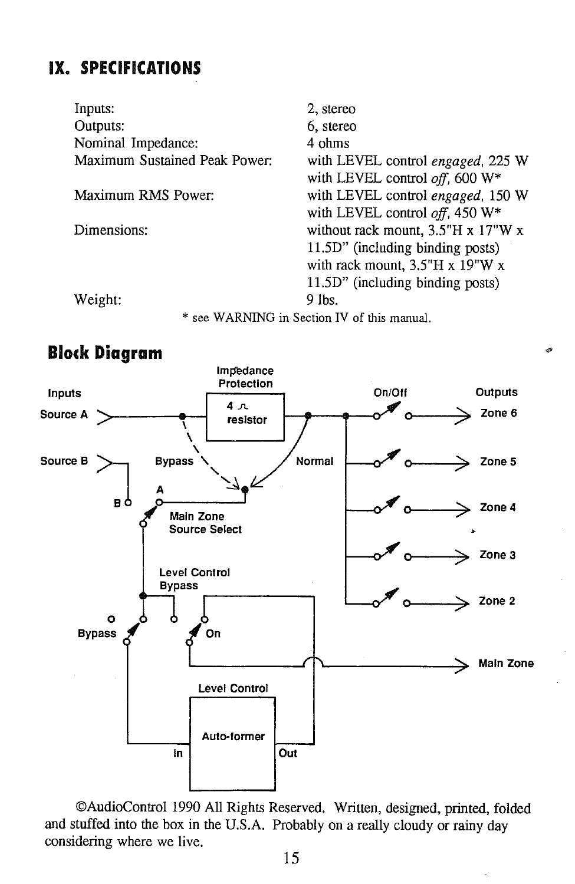# IX. SPECIFICATIONS

| | |
|---|---|
| Inputs: | 2, stereo |
| Outputs: | 6, stereo |
| Nominal Impedance: | 4 ohms |
| Maximum Sustained Peak Power: | with LEVEL control *engaged,* 225 W<br>with LEVEL control *off,* 600 W* |
| Maximum RMS Power: | with LEVEL control *engaged,* 150 W<br>with LEVEL control *off,* 450 W* |
| Dimensions: | without rack mount, 3.5"H x 17"W x 11.5D" (including binding posts)<br>with rack mount, 3.5"H x 19"W x 11.5D" (including binding posts) |
| Weight: | 9 lbs. |

\* see WARNING in Section IV of this manual.

## Block Diagram

Inputs: Source A, Source B

Impedance Protection: 4 Ω resistor (Bypass / Normal)

Main Zone Source Select (A / B)

Level Control Bypass (Bypass / On)

Level Control: Auto-former (In / Out)

On/Off

Outputs: Zone 6, Zone 5, Zone 4, Zone 3, Zone 2, Main Zone

©AudioControl 1990 All Rights Reserved. Written, designed, printed, folded and stuffed into the box in the U.S.A. Probably on a really cloudy or rainy day considering where we live.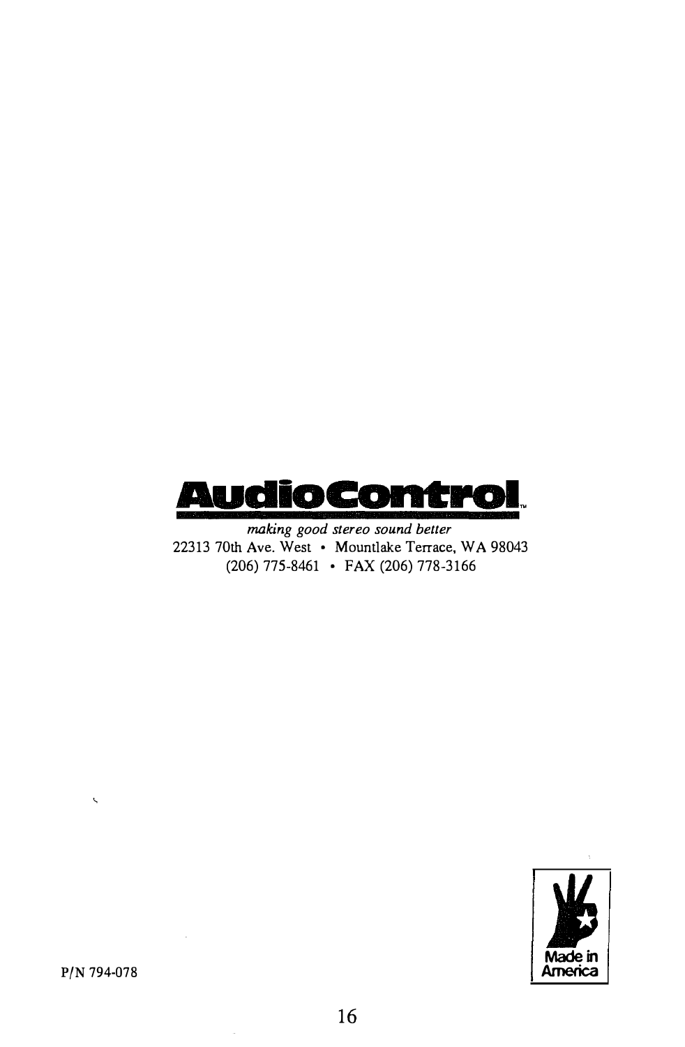AudioControl™

*making good stereo sound better*

22313 70th Ave. West • Mountlake Terrace, WA 98043

(206) 775-8461 • FAX (206) 778-3166

P/N 794-078

Made in America